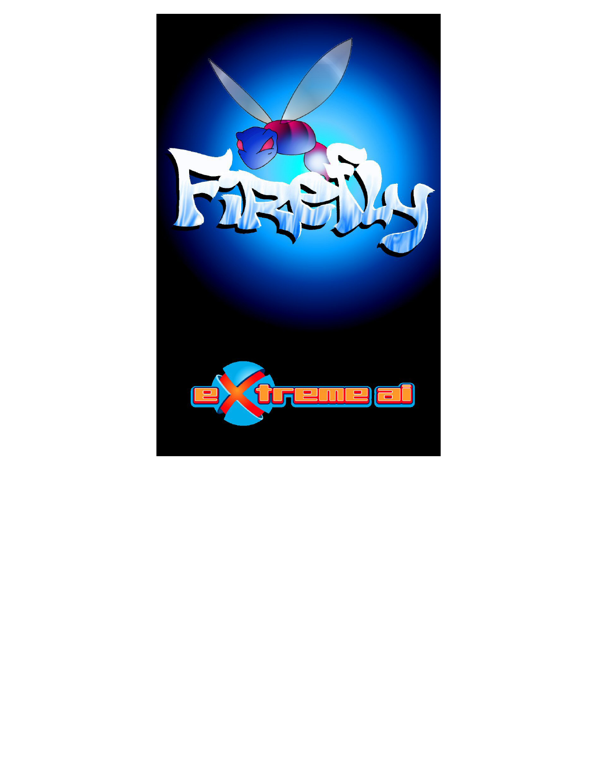# Firefly

eXtreme ai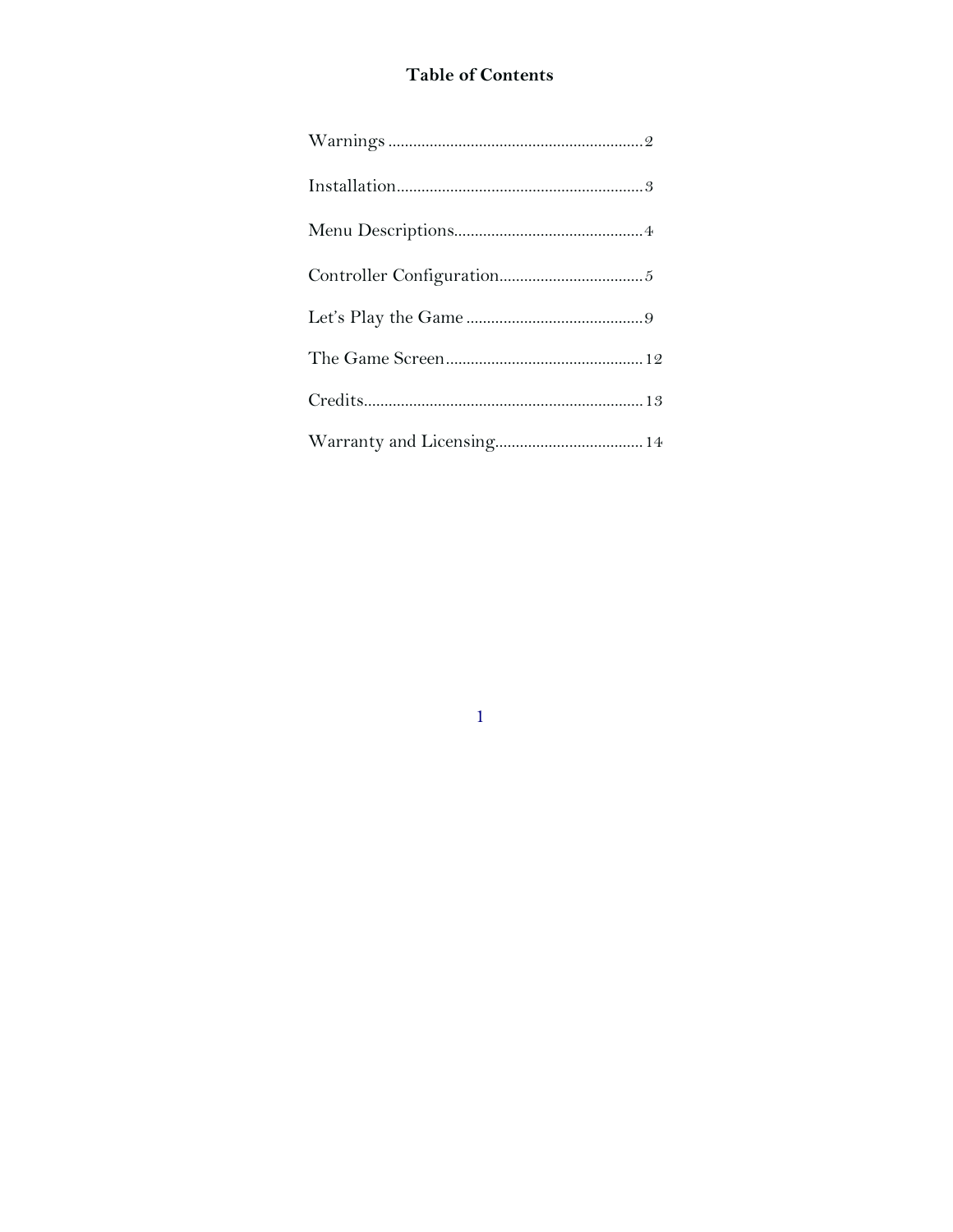# Table of Contents

Warnings .............................................................. 2

Installation............................................................ 3

Menu Descriptions.............................................. 4

Controller Configuration................................... 5

Let's Play the Game ........................................... 9

The Game Screen ................................................ 12

Credits.................................................................... 13

Warranty and Licensing.................................... 14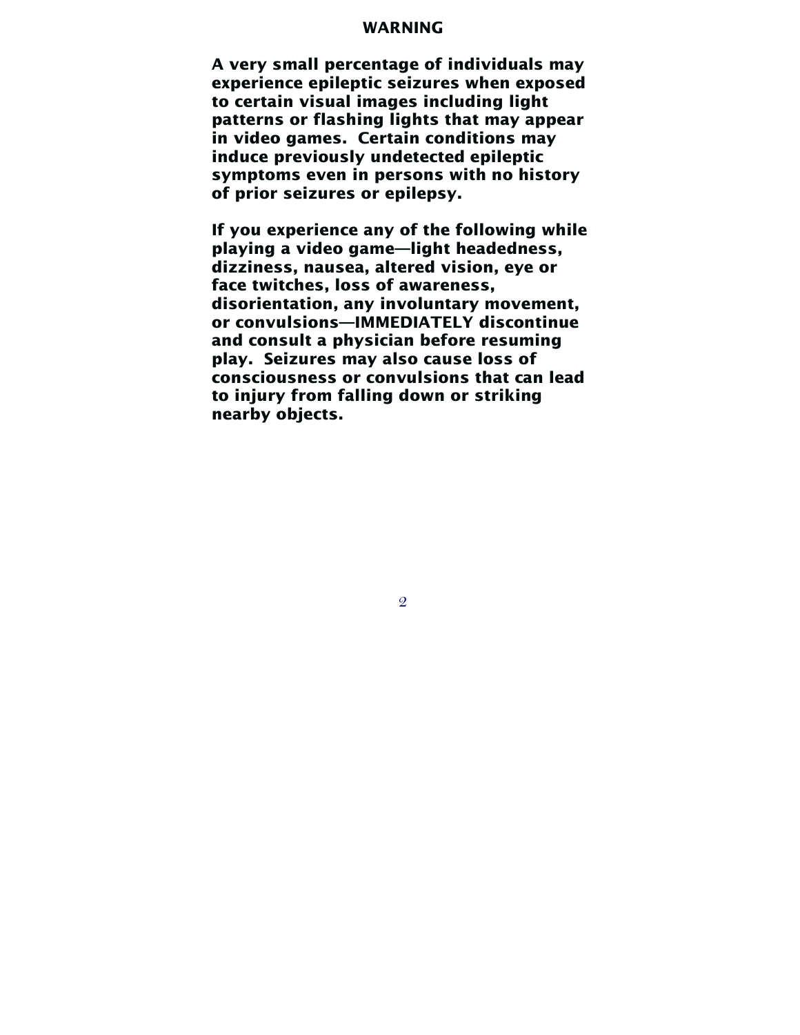# WARNING

**A very small percentage of individuals may experience epileptic seizures when exposed to certain visual images including light patterns or flashing lights that may appear in video games. Certain conditions may induce previously undetected epileptic symptoms even in persons with no history of prior seizures or epilepsy.**

**If you experience any of the following while playing a video game—light headedness, dizziness, nausea, altered vision, eye or face twitches, loss of awareness, disorientation, any involuntary movement, or convulsions—IMMEDIATELY discontinue and consult a physician before resuming play. Seizures may also cause loss of consciousness or convulsions that can lead to injury from falling down or striking nearby objects.**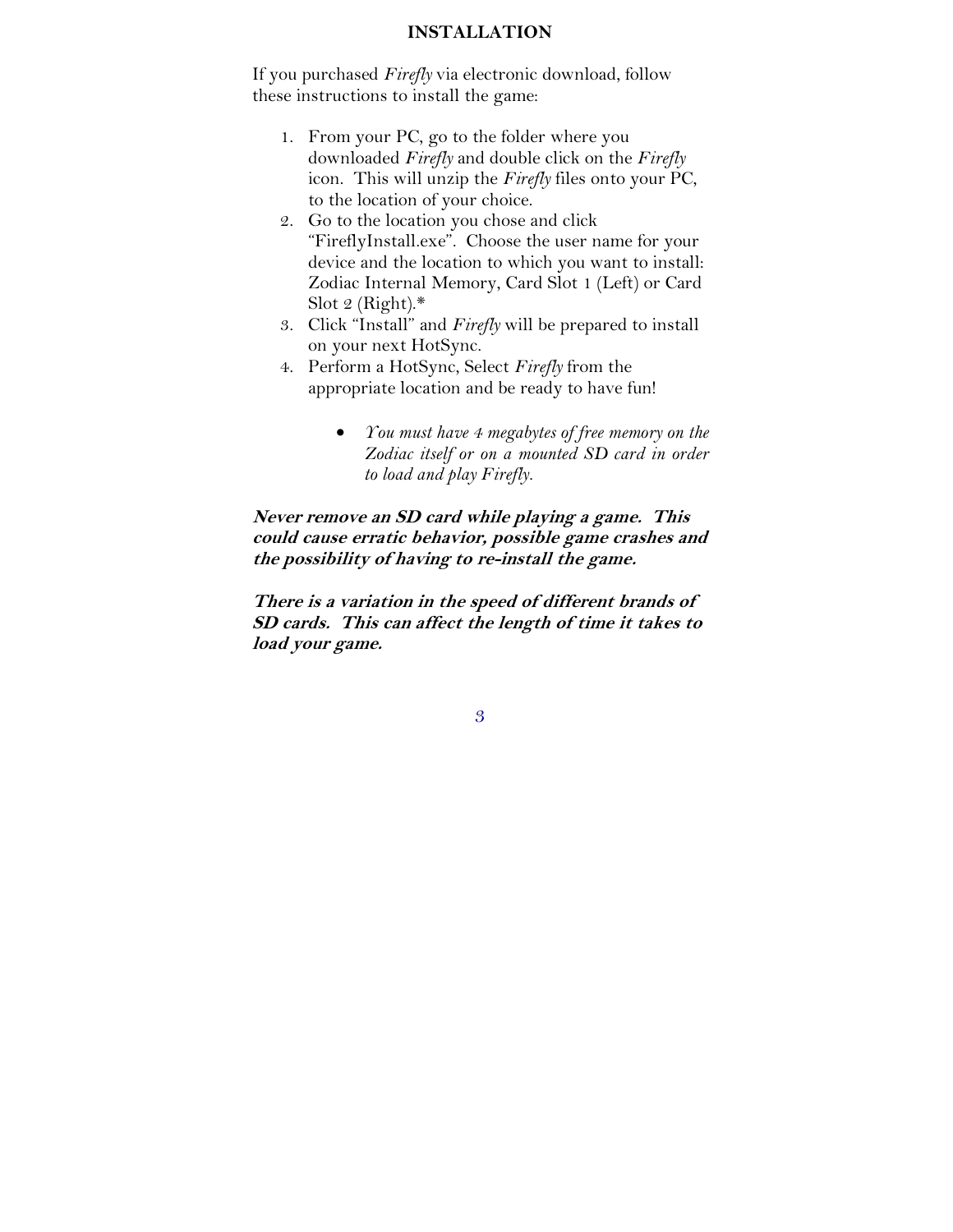## INSTALLATION

If you purchased *Firefly* via electronic download, follow these instructions to install the game:

1. From your PC, go to the folder where you downloaded *Firefly* and double click on the *Firefly* icon. This will unzip the *Firefly* files onto your PC, to the location of your choice.
2. Go to the location you chose and click "FireflyInstall.exe". Choose the user name for your device and the location to which you want to install: Zodiac Internal Memory, Card Slot 1 (Left) or Card Slot 2 (Right).*
3. Click "Install" and *Firefly* will be prepared to install on your next HotSync.
4. Perform a HotSync, Select *Firefly* from the appropriate location and be ready to have fun!

    - *You must have 4 megabytes of free memory on the Zodiac itself or on a mounted SD card in order to load and play Firefly.*

***Never remove an SD card while playing a game. This could cause erratic behavior, possible game crashes and the possibility of having to re-install the game.***

***There is a variation in the speed of different brands of SD cards. This can affect the length of time it takes to load your game.***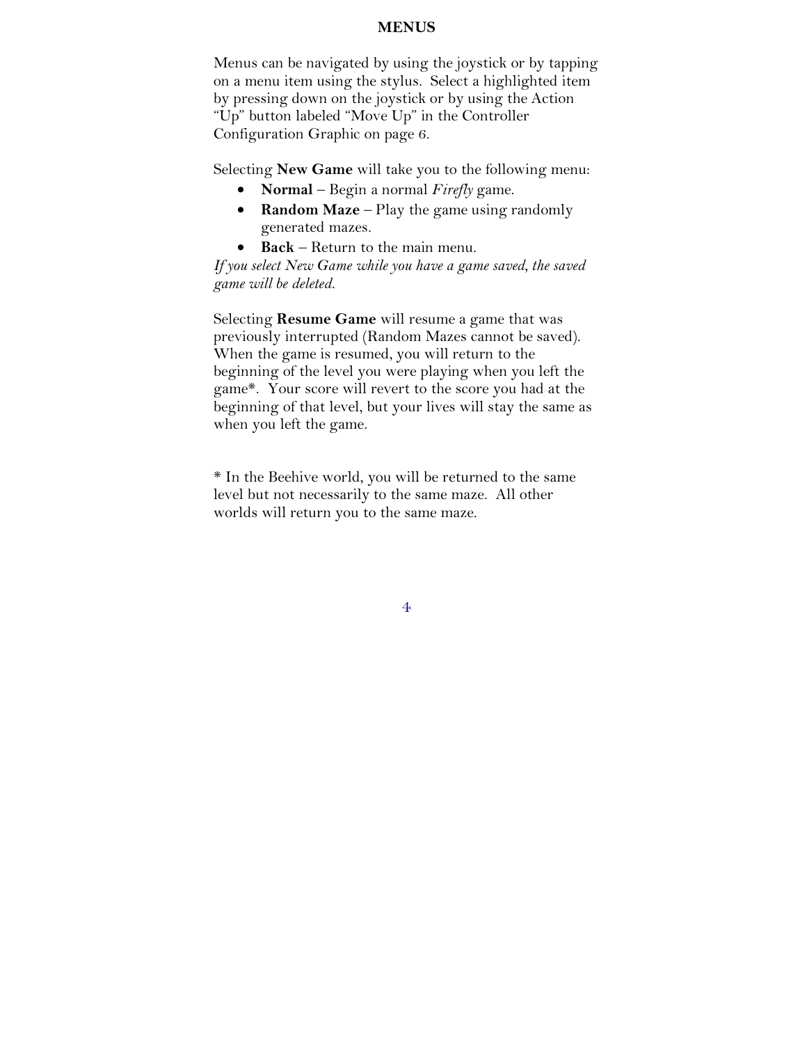# MENUS

Menus can be navigated by using the joystick or by tapping on a menu item using the stylus. Select a highlighted item by pressing down on the joystick or by using the Action "Up" button labeled "Move Up" in the Controller Configuration Graphic on page 6.

Selecting **New Game** will take you to the following menu:

- **Normal** – Begin a normal *Firefly* game.
- **Random Maze** – Play the game using randomly generated mazes.
- **Back** – Return to the main menu.

*If you select New Game while you have a game saved, the saved game will be deleted.*

Selecting **Resume Game** will resume a game that was previously interrupted (Random Mazes cannot be saved). When the game is resumed, you will return to the beginning of the level you were playing when you left the game*. Your score will revert to the score you had at the beginning of that level, but your lives will stay the same as when you left the game.

* In the Beehive world, you will be returned to the same level but not necessarily to the same maze. All other worlds will return you to the same maze.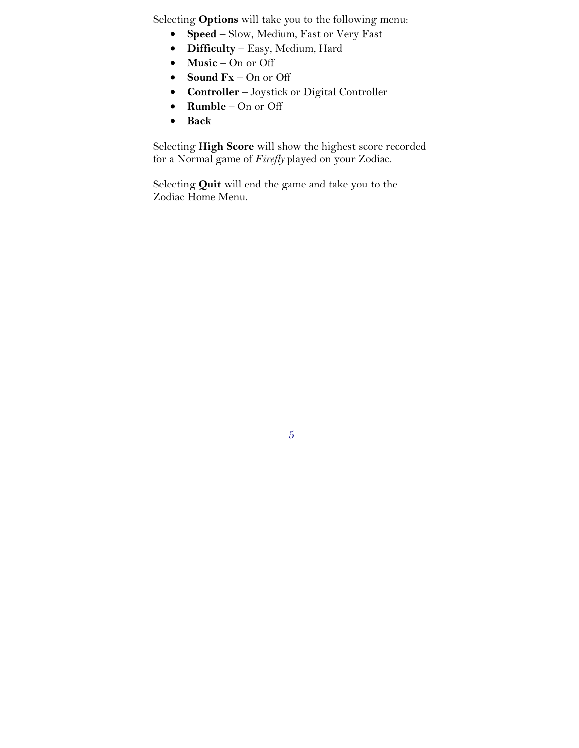Selecting **Options** will take you to the following menu:

- **Speed** – Slow, Medium, Fast or Very Fast
- **Difficulty** – Easy, Medium, Hard
- **Music** – On or Off
- **Sound Fx** – On or Off
- **Controller** – Joystick or Digital Controller
- **Rumble** – On or Off
- **Back**

Selecting **High Score** will show the highest score recorded for a Normal game of *Firefly* played on your Zodiac.

Selecting **Quit** will end the game and take you to the Zodiac Home Menu.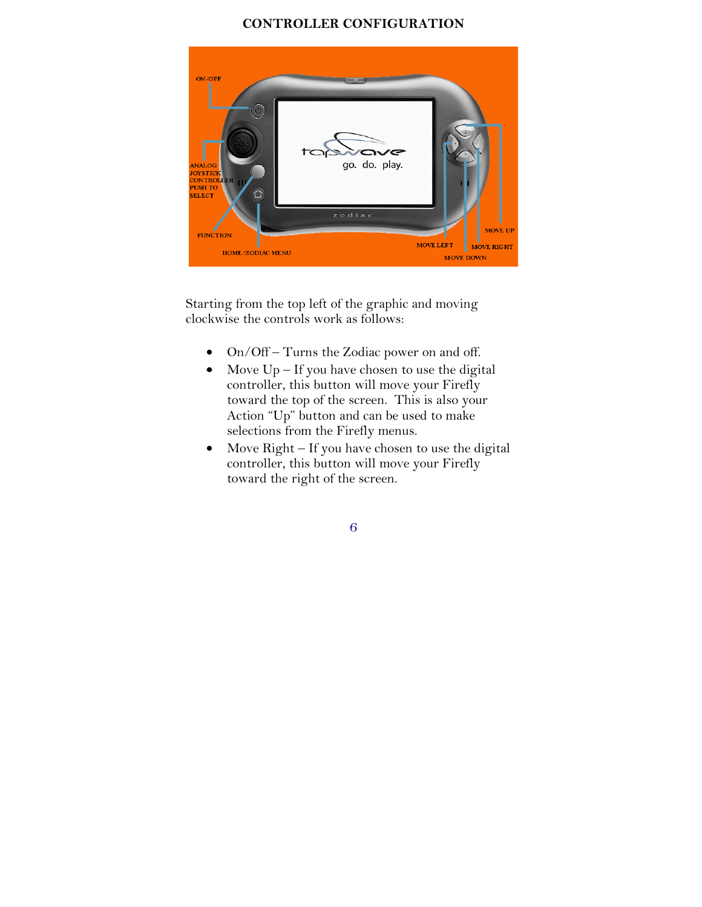# CONTROLLER CONFIGURATION

Starting from the top left of the graphic and moving clockwise the controls work as follows:

- On/Off – Turns the Zodiac power on and off.
- Move Up – If you have chosen to use the digital controller, this button will move your Firefly toward the top of the screen. This is also your Action "Up" button and can be used to make selections from the Firefly menus.
- Move Right – If you have chosen to use the digital controller, this button will move your Firefly toward the right of the screen.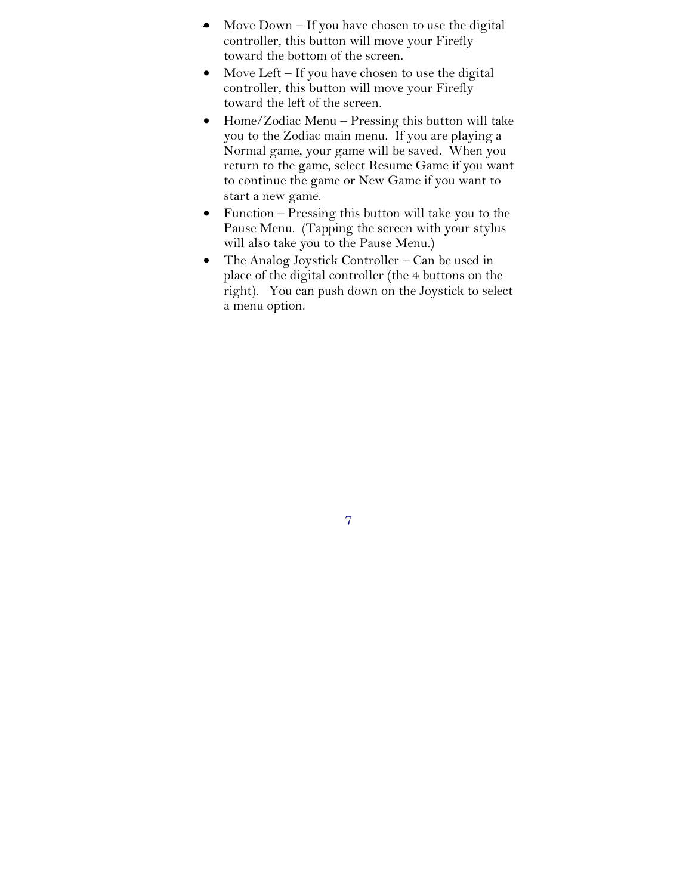- Move Down – If you have chosen to use the digital controller, this button will move your Firefly toward the bottom of the screen.
- Move Left – If you have chosen to use the digital controller, this button will move your Firefly toward the left of the screen.
- Home/Zodiac Menu – Pressing this button will take you to the Zodiac main menu. If you are playing a Normal game, your game will be saved. When you return to the game, select Resume Game if you want to continue the game or New Game if you want to start a new game.
- Function – Pressing this button will take you to the Pause Menu. (Tapping the screen with your stylus will also take you to the Pause Menu.)
- The Analog Joystick Controller – Can be used in place of the digital controller (the 4 buttons on the right). You can push down on the Joystick to select a menu option.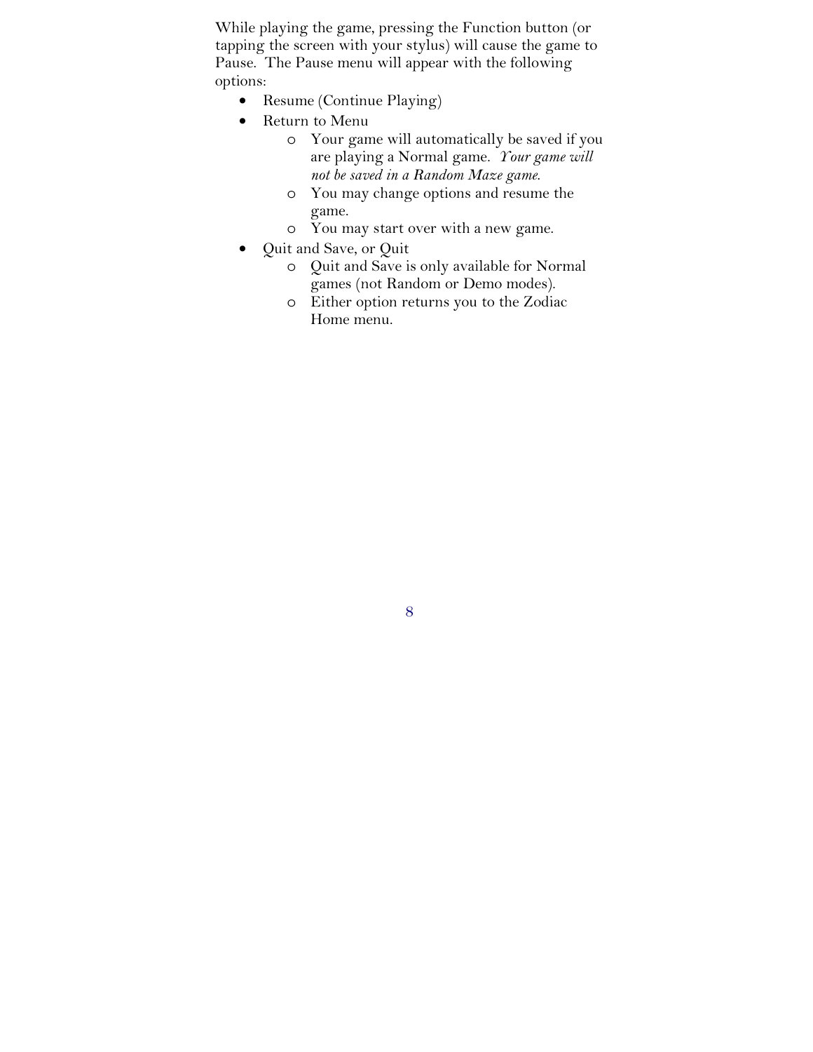While playing the game, pressing the Function button (or tapping the screen with your stylus) will cause the game to Pause. The Pause menu will appear with the following options:

- Resume (Continue Playing)
- Return to Menu
    - Your game will automatically be saved if you are playing a Normal game. *Your game will not be saved in a Random Maze game.*
    - You may change options and resume the game.
    - You may start over with a new game.
- Quit and Save, or Quit
    - Quit and Save is only available for Normal games (not Random or Demo modes).
    - Either option returns you to the Zodiac Home menu.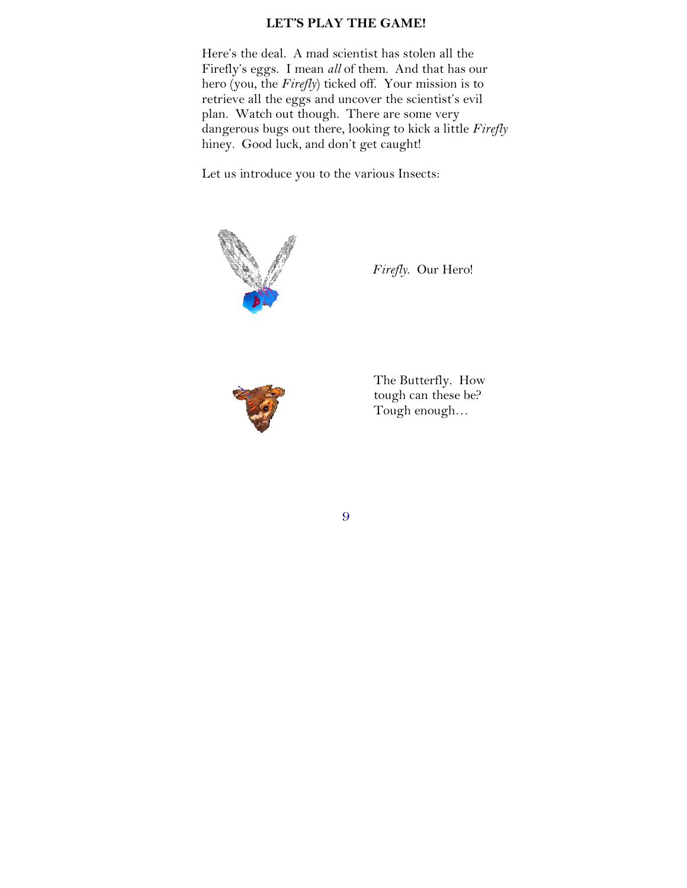## LET'S PLAY THE GAME!

Here's the deal. A mad scientist has stolen all the Firefly's eggs. I mean *all* of them. And that has our hero (you, the *Firefly*) ticked off. Your mission is to retrieve all the eggs and uncover the scientist's evil plan. Watch out though. There are some very dangerous bugs out there, looking to kick a little *Firefly* hiney. Good luck, and don't get caught!

Let us introduce you to the various Insects:

*Firefly*. Our Hero!

The Butterfly. How tough can these be? Tough enough…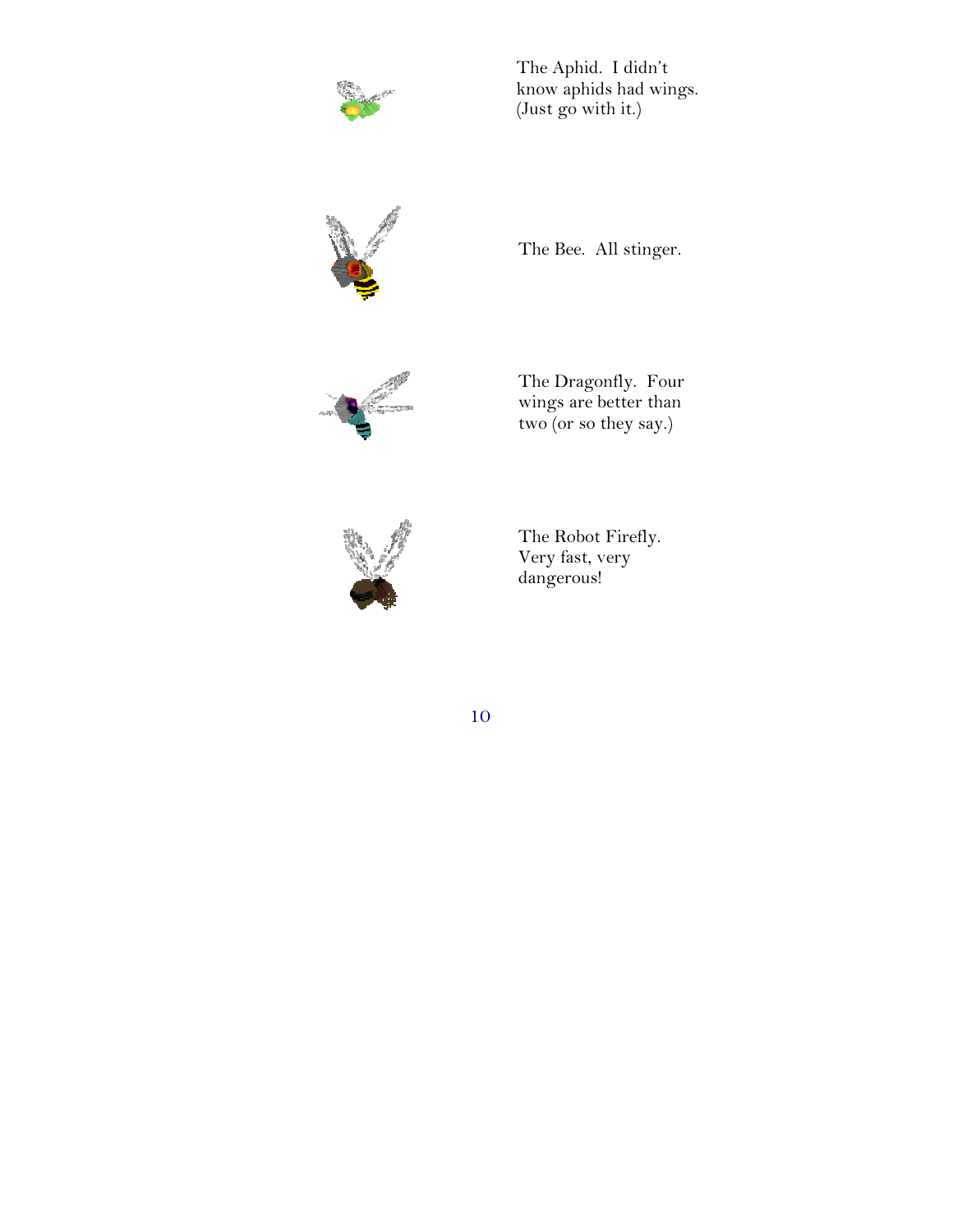The Aphid. I didn't know aphids had wings. (Just go with it.)

The Bee. All stinger.

The Dragonfly. Four wings are better than two (or so they say.)

The Robot Firefly. Very fast, very dangerous!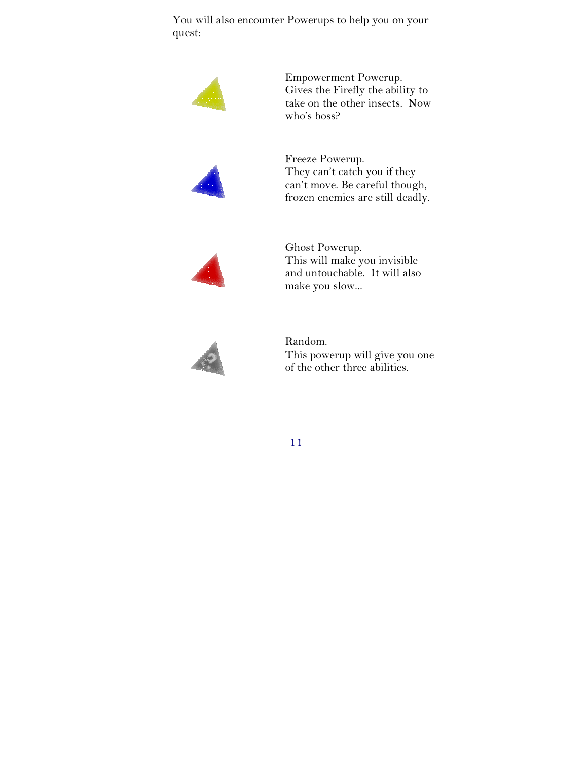You will also encounter Powerups to help you on your quest:

Empowerment Powerup.
Gives the Firefly the ability to take on the other insects. Now who's boss?

Freeze Powerup.
They can't catch you if they can't move. Be careful though, frozen enemies are still deadly.

Ghost Powerup.
This will make you invisible and untouchable. It will also make you slow...

Random.
This powerup will give you one of the other three abilities.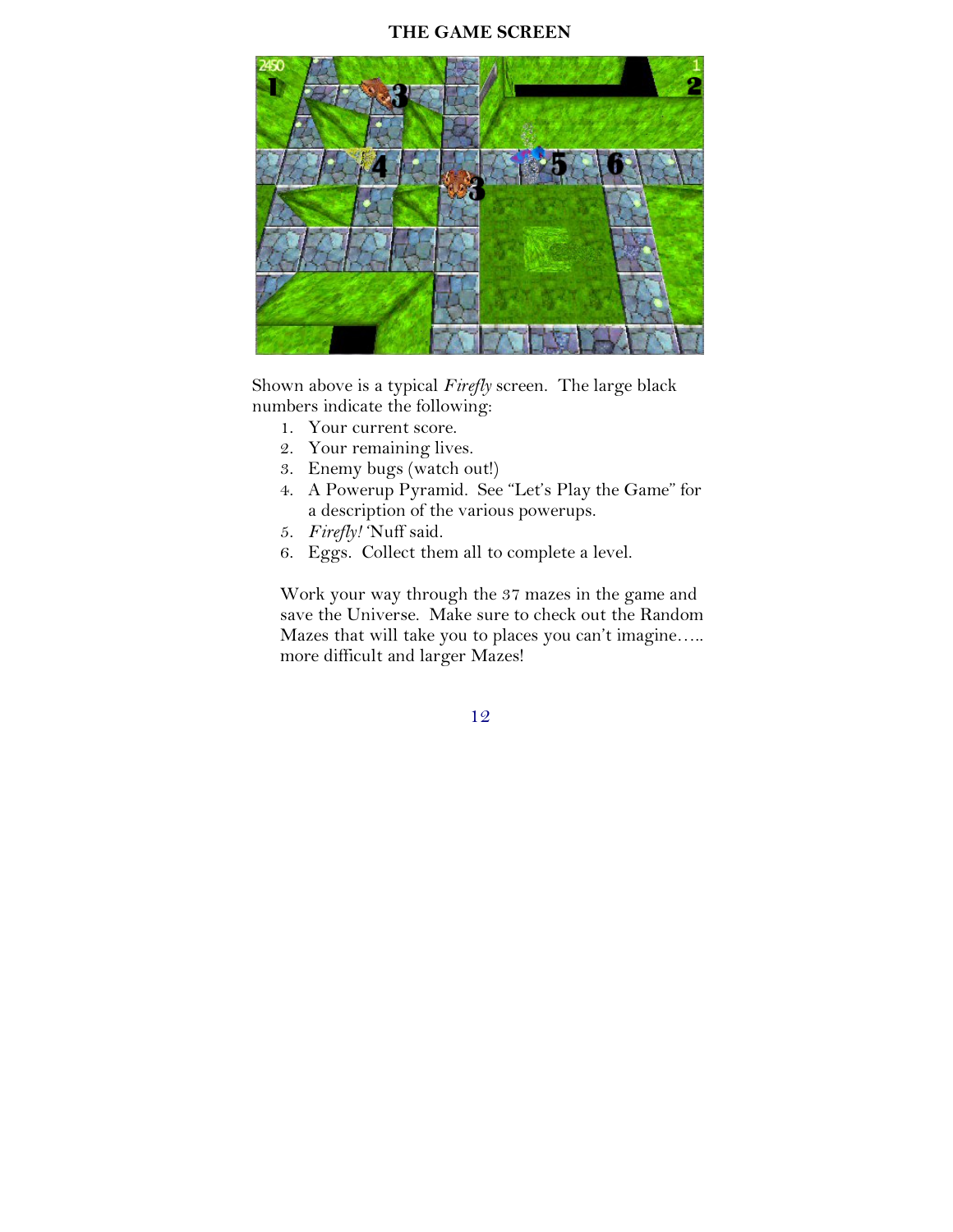# THE GAME SCREEN

Shown above is a typical *Firefly* screen. The large black numbers indicate the following:

1. Your current score.
2. Your remaining lives.
3. Enemy bugs (watch out!)
4. A Powerup Pyramid. See "Let's Play the Game" for a description of the various powerups.
5. *Firefly!* 'Nuff said.
6. Eggs. Collect them all to complete a level.

Work your way through the 37 mazes in the game and save the Universe. Make sure to check out the Random Mazes that will take you to places you can't imagine….. more difficult and larger Mazes!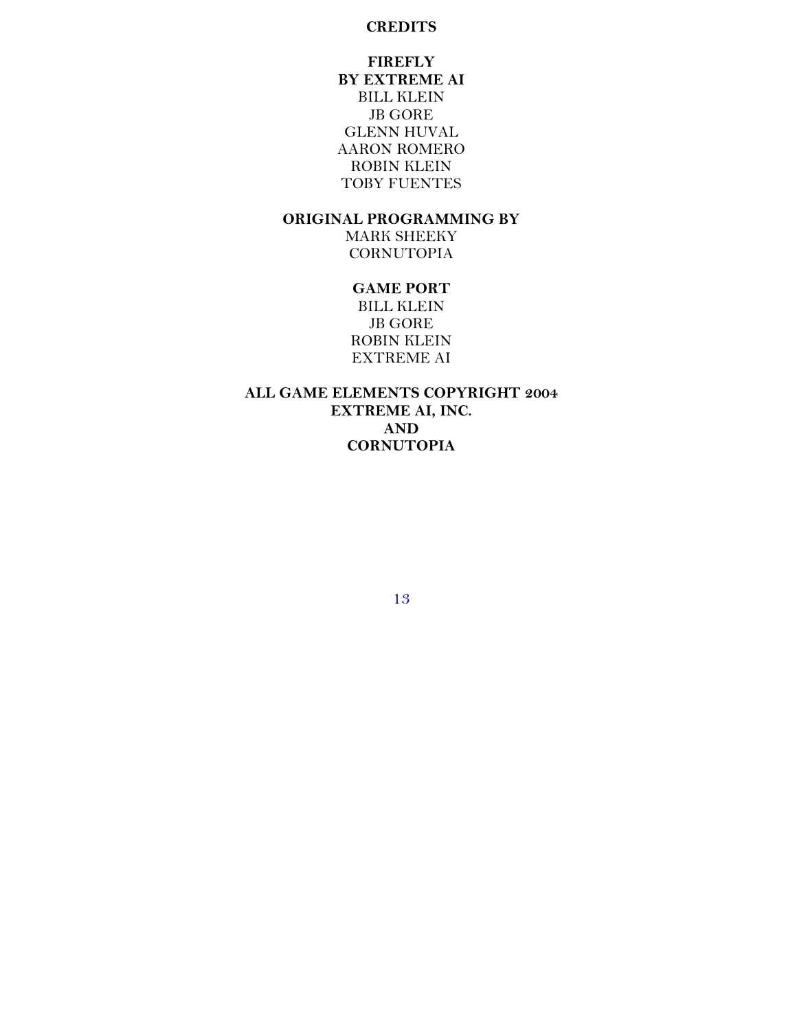# CREDITS

**FIREFLY**
**BY EXTREME AI**

BILL KLEIN
JB GORE
GLENN HUVAL
AARON ROMERO
ROBIN KLEIN
TOBY FUENTES

**ORIGINAL PROGRAMMING BY**

MARK SHEEKY
CORNUTOPIA

**GAME PORT**

BILL KLEIN
JB GORE
ROBIN KLEIN
EXTREME AI

**ALL GAME ELEMENTS COPYRIGHT 2004**
**EXTREME AI, INC.**
**AND**
**CORNUTOPIA**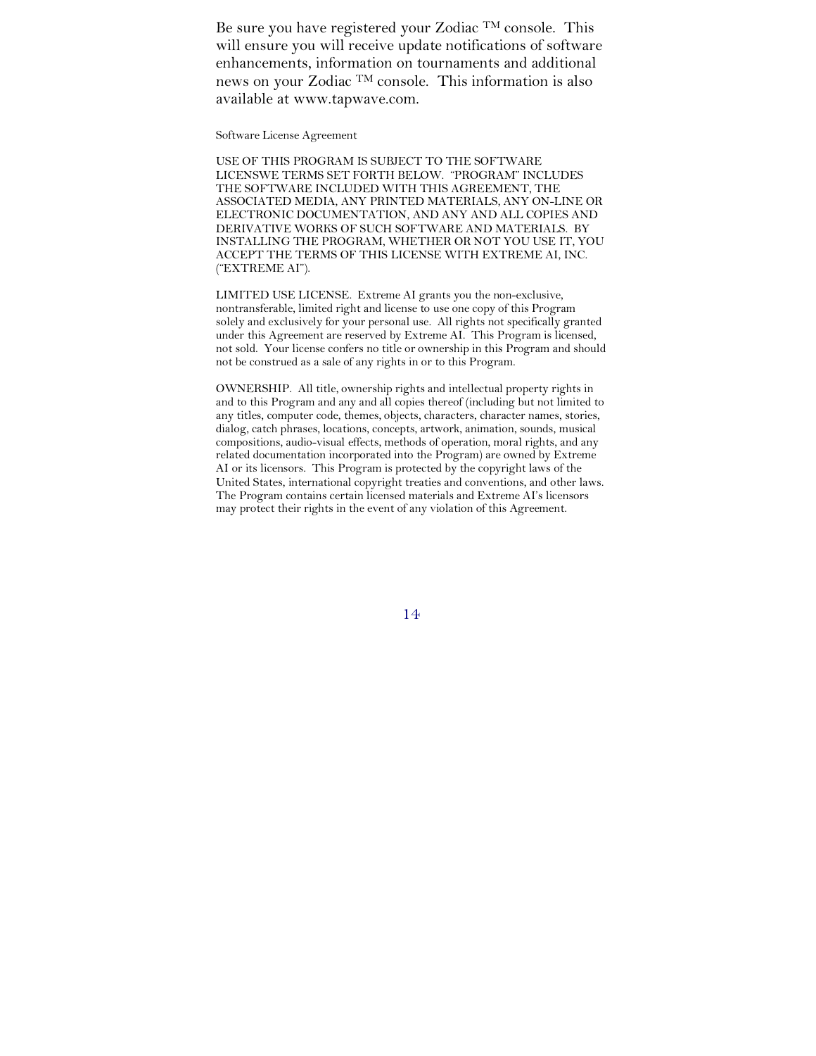Be sure you have registered your Zodiac ™ console. This will ensure you will receive update notifications of software enhancements, information on tournaments and additional news on your Zodiac ™ console. This information is also available at www.tapwave.com.

Software License Agreement

USE OF THIS PROGRAM IS SUBJECT TO THE SOFTWARE LICENSWE TERMS SET FORTH BELOW. "PROGRAM" INCLUDES THE SOFTWARE INCLUDED WITH THIS AGREEMENT, THE ASSOCIATED MEDIA, ANY PRINTED MATERIALS, ANY ON-LINE OR ELECTRONIC DOCUMENTATION, AND ANY AND ALL COPIES AND DERIVATIVE WORKS OF SUCH SOFTWARE AND MATERIALS. BY INSTALLING THE PROGRAM, WHETHER OR NOT YOU USE IT, YOU ACCEPT THE TERMS OF THIS LICENSE WITH EXTREME AI, INC. ("EXTREME AI").

LIMITED USE LICENSE. Extreme AI grants you the non-exclusive, nontransferable, limited right and license to use one copy of this Program solely and exclusively for your personal use. All rights not specifically granted under this Agreement are reserved by Extreme AI. This Program is licensed, not sold. Your license confers no title or ownership in this Program and should not be construed as a sale of any rights in or to this Program.

OWNERSHIP. All title, ownership rights and intellectual property rights in and to this Program and any and all copies thereof (including but not limited to any titles, computer code, themes, objects, characters, character names, stories, dialog, catch phrases, locations, concepts, artwork, animation, sounds, musical compositions, audio-visual effects, methods of operation, moral rights, and any related documentation incorporated into the Program) are owned by Extreme AI or its licensors. This Program is protected by the copyright laws of the United States, international copyright treaties and conventions, and other laws. The Program contains certain licensed materials and Extreme AI's licensors may protect their rights in the event of any violation of this Agreement.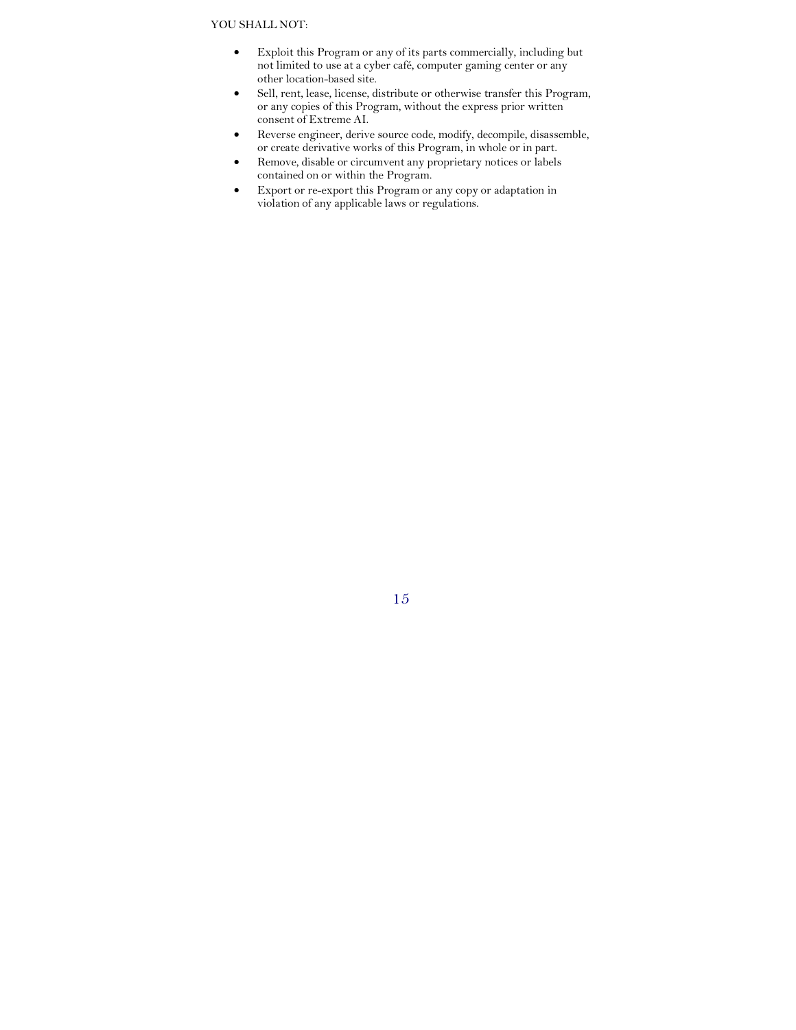YOU SHALL NOT:

- Exploit this Program or any of its parts commercially, including but not limited to use at a cyber café, computer gaming center or any other location-based site.
- Sell, rent, lease, license, distribute or otherwise transfer this Program, or any copies of this Program, without the express prior written consent of Extreme AI.
- Reverse engineer, derive source code, modify, decompile, disassemble, or create derivative works of this Program, in whole or in part.
- Remove, disable or circumvent any proprietary notices or labels contained on or within the Program.
- Export or re-export this Program or any copy or adaptation in violation of any applicable laws or regulations.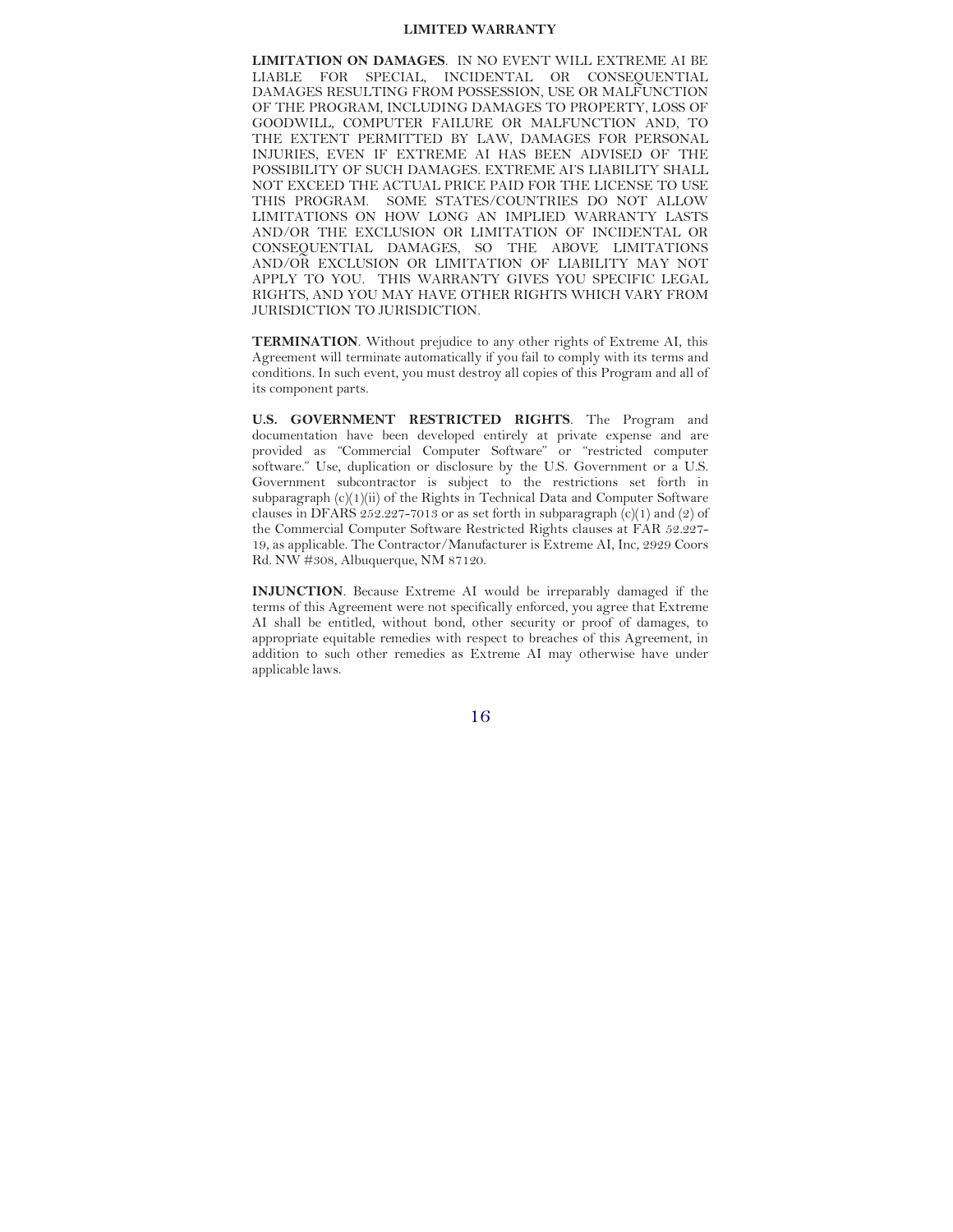## LIMITED WARRANTY

**LIMITATION ON DAMAGES**. IN NO EVENT WILL EXTREME AI BE LIABLE FOR SPECIAL, INCIDENTAL OR CONSEQUENTIAL DAMAGES RESULTING FROM POSSESSION, USE OR MALFUNCTION OF THE PROGRAM, INCLUDING DAMAGES TO PROPERTY, LOSS OF GOODWILL, COMPUTER FAILURE OR MALFUNCTION AND, TO THE EXTENT PERMITTED BY LAW, DAMAGES FOR PERSONAL INJURIES, EVEN IF EXTREME AI HAS BEEN ADVISED OF THE POSSIBILITY OF SUCH DAMAGES. EXTREME AI'S LIABILITY SHALL NOT EXCEED THE ACTUAL PRICE PAID FOR THE LICENSE TO USE THIS PROGRAM. SOME STATES/COUNTRIES DO NOT ALLOW LIMITATIONS ON HOW LONG AN IMPLIED WARRANTY LASTS AND/OR THE EXCLUSION OR LIMITATION OF INCIDENTAL OR CONSEQUENTIAL DAMAGES, SO THE ABOVE LIMITATIONS AND/OR EXCLUSION OR LIMITATION OF LIABILITY MAY NOT APPLY TO YOU. THIS WARRANTY GIVES YOU SPECIFIC LEGAL RIGHTS, AND YOU MAY HAVE OTHER RIGHTS WHICH VARY FROM JURISDICTION TO JURISDICTION.

**TERMINATION**. Without prejudice to any other rights of Extreme AI, this Agreement will terminate automatically if you fail to comply with its terms and conditions. In such event, you must destroy all copies of this Program and all of its component parts.

**U.S. GOVERNMENT RESTRICTED RIGHTS**. The Program and documentation have been developed entirely at private expense and are provided as "Commercial Computer Software" or "restricted computer software." Use, duplication or disclosure by the U.S. Government or a U.S. Government subcontractor is subject to the restrictions set forth in subparagraph (c)(1)(ii) of the Rights in Technical Data and Computer Software clauses in DFARS 252.227-7013 or as set forth in subparagraph (c)(1) and (2) of the Commercial Computer Software Restricted Rights clauses at FAR 52.227-19, as applicable. The Contractor/Manufacturer is Extreme AI, Inc, 2929 Coors Rd. NW #308, Albuquerque, NM 87120.

**INJUNCTION**. Because Extreme AI would be irreparably damaged if the terms of this Agreement were not specifically enforced, you agree that Extreme AI shall be entitled, without bond, other security or proof of damages, to appropriate equitable remedies with respect to breaches of this Agreement, in addition to such other remedies as Extreme AI may otherwise have under applicable laws.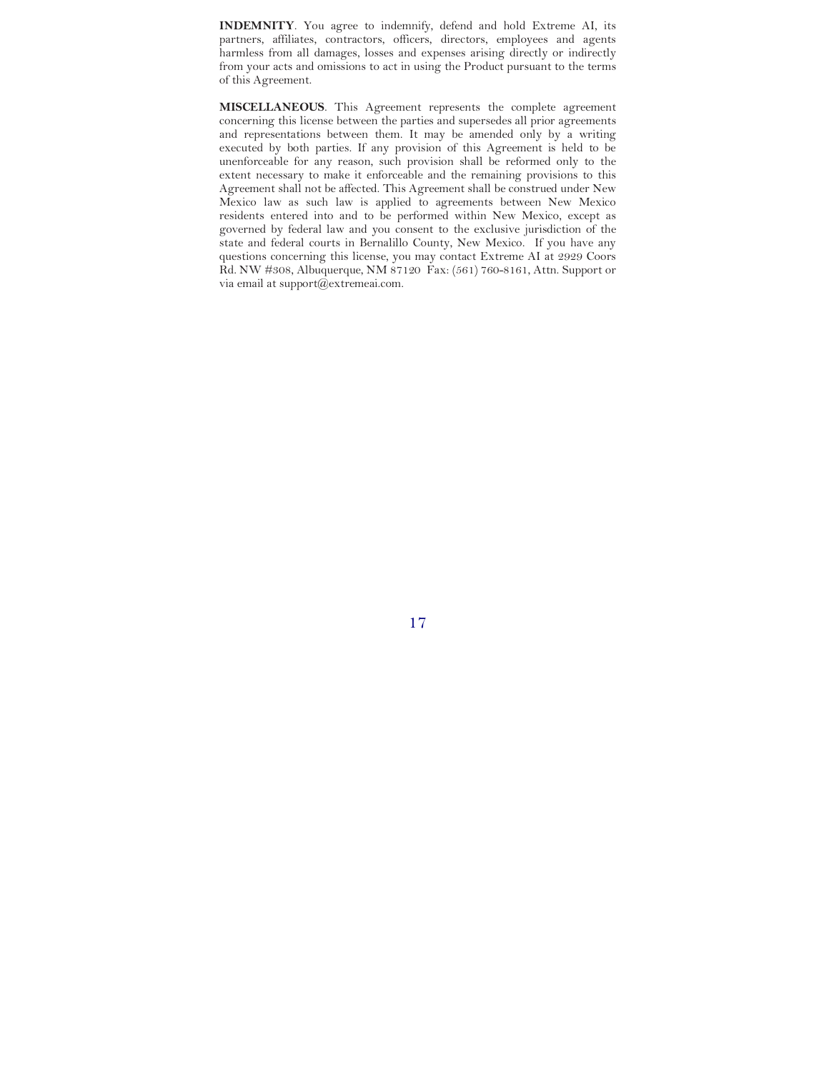**INDEMNITY**. You agree to indemnify, defend and hold Extreme AI, its partners, affiliates, contractors, officers, directors, employees and agents harmless from all damages, losses and expenses arising directly or indirectly from your acts and omissions to act in using the Product pursuant to the terms of this Agreement.

**MISCELLANEOUS**. This Agreement represents the complete agreement concerning this license between the parties and supersedes all prior agreements and representations between them. It may be amended only by a writing executed by both parties. If any provision of this Agreement is held to be unenforceable for any reason, such provision shall be reformed only to the extent necessary to make it enforceable and the remaining provisions to this Agreement shall not be affected. This Agreement shall be construed under New Mexico law as such law is applied to agreements between New Mexico residents entered into and to be performed within New Mexico, except as governed by federal law and you consent to the exclusive jurisdiction of the state and federal courts in Bernalillo County, New Mexico. If you have any questions concerning this license, you may contact Extreme AI at 2929 Coors Rd. NW #308, Albuquerque, NM 87120 Fax: (561) 760-8161, Attn. Support or via email at support@extremeai.com.